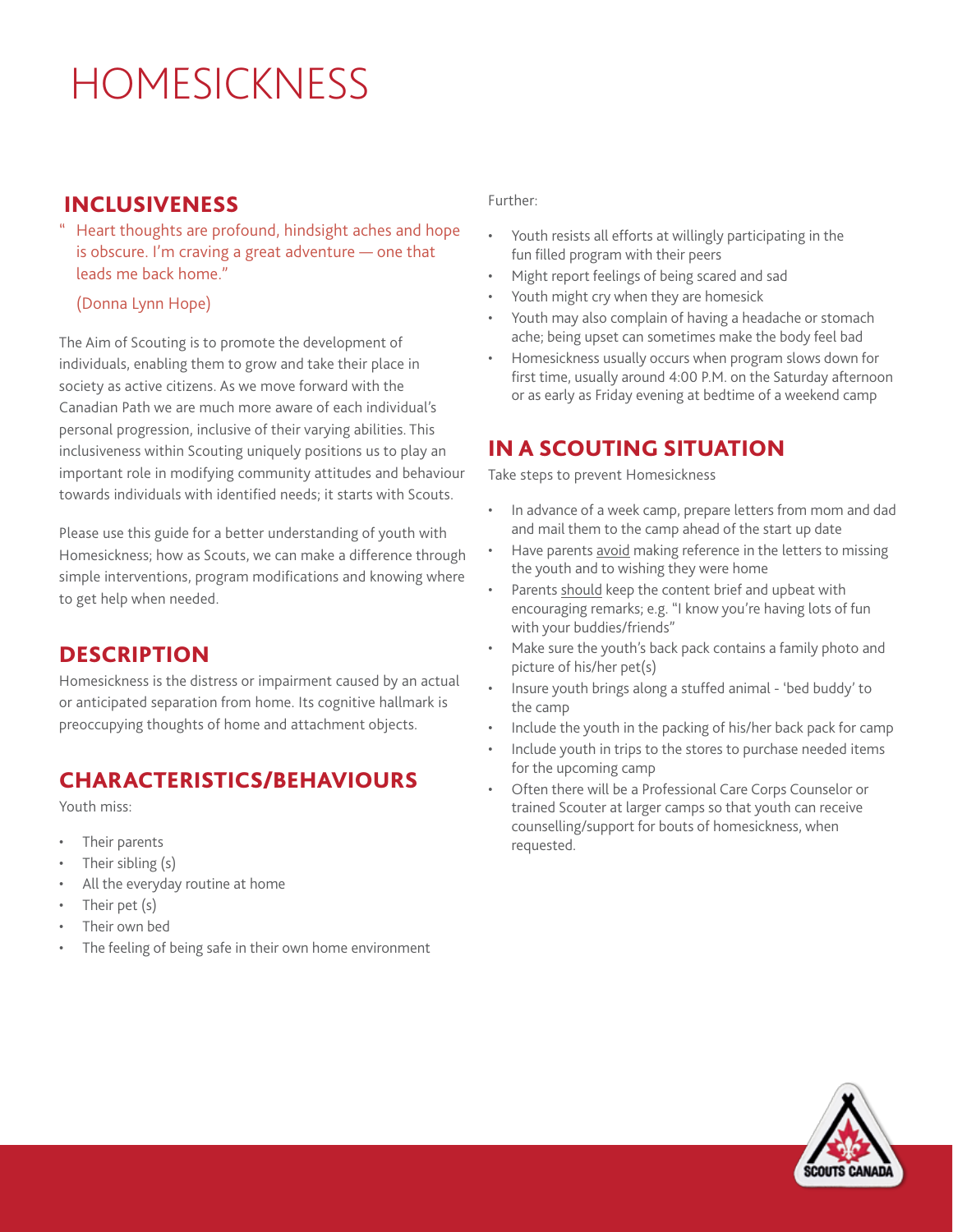# HOMESICKNESS

## INCLUSIVENESS

" Heart thoughts are profound, hindsight aches and hope is obscure. I'm craving a great adventure — one that leads me back home."

(Donna Lynn Hope)

The Aim of Scouting is to promote the development of individuals, enabling them to grow and take their place in society as active citizens. As we move forward with the Canadian Path we are much more aware of each individual's personal progression, inclusive of their varying abilities. This inclusiveness within Scouting uniquely positions us to play an important role in modifying community attitudes and behaviour towards individuals with identified needs; it starts with Scouts.

Please use this guide for a better understanding of youth with Homesickness; how as Scouts, we can make a difference through simple interventions, program modifications and knowing where to get help when needed.

## DESCRIPTION

Homesickness is the distress or impairment caused by an actual or anticipated separation from home. Its cognitive hallmark is preoccupying thoughts of home and attachment objects.

## CHARACTERISTICS/BEHAVIOURS

Youth miss:

- Their parents
- Their sibling (s)
- All the everyday routine at home
- Their pet (s)
- Their own bed
- The feeling of being safe in their own home environment

Further:

- Youth resists all efforts at willingly participating in the fun filled program with their peers
- Might report feelings of being scared and sad
- Youth might cry when they are homesick
- Youth may also complain of having a headache or stomach ache; being upset can sometimes make the body feel bad
- Homesickness usually occurs when program slows down for first time, usually around 4:00 P.M. on the Saturday afternoon or as early as Friday evening at bedtime of a weekend camp

## IN A SCOUTING SITUATION

Take steps to prevent Homesickness

- In advance of a week camp, prepare letters from mom and dad and mail them to the camp ahead of the start up date
- Have parents <u>avoid</u> making reference in the letters to missing the youth and to wishing they were home
- Parents <u>should</u> keep the content brief and upbeat with encouraging remarks; e.g. "I know you're having lots of fun with your buddies/friends"
- Make sure the youth's back pack contains a family photo and picture of his/her pet(s)
- Insure youth brings along a stuffed animal - 'bed buddy' to the camp
- Include the youth in the packing of his/her back pack for camp
- Include youth in trips to the stores to purchase needed items for the upcoming camp
- Often there will be a Professional Care Corps Counselor or trained Scouter at larger camps so that youth can receive counselling/support for bouts of homesickness, when requested.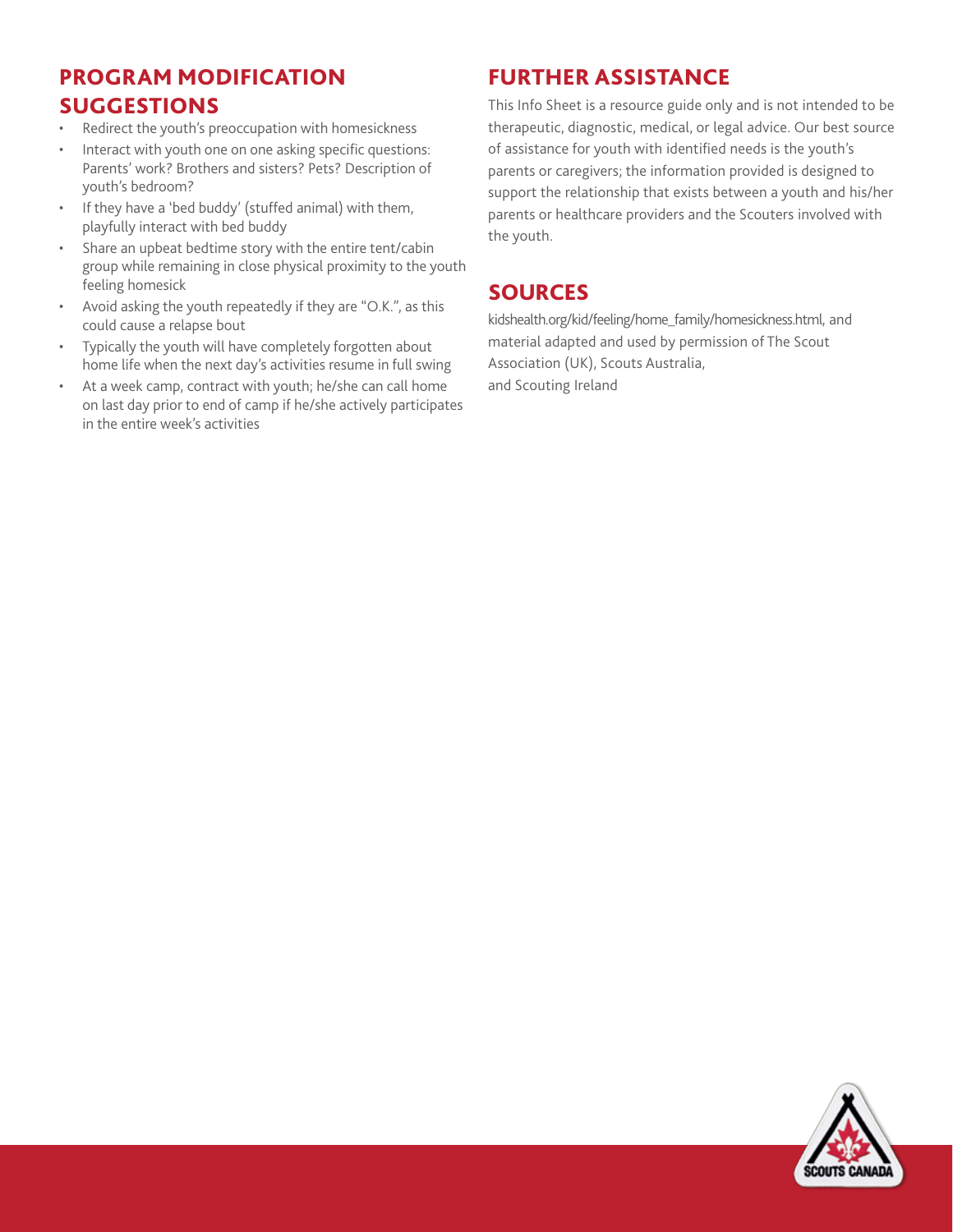## PROGRAM MODIFICATION SUGGESTIONS

- Redirect the youth's preoccupation with homesickness
- Interact with youth one on one asking specific questions: Parents' work? Brothers and sisters? Pets? Description of youth's bedroom?
- If they have a 'bed buddy' (stuffed animal) with them, playfully interact with bed buddy
- Share an upbeat bedtime story with the entire tent/cabin group while remaining in close physical proximity to the youth feeling homesick
- Avoid asking the youth repeatedly if they are "O.K.", as this could cause a relapse bout
- Typically the youth will have completely forgotten about home life when the next day's activities resume in full swing
- At a week camp, contract with youth; he/she can call home on last day prior to end of camp if he/she actively participates in the entire week's activities

## FURTHER ASSISTANCE

This Info Sheet is a resource guide only and is not intended to be therapeutic, diagnostic, medical, or legal advice. Our best source of assistance for youth with identified needs is the youth's parents or caregivers; the information provided is designed to support the relationship that exists between a youth and his/her parents or healthcare providers and the Scouters involved with the youth.

## SOURCES

kidshealth.org/kid/feeling/home_family/homesickness.html, and material adapted and used by permission of The Scout Association (UK), Scouts Australia, and Scouting Ireland